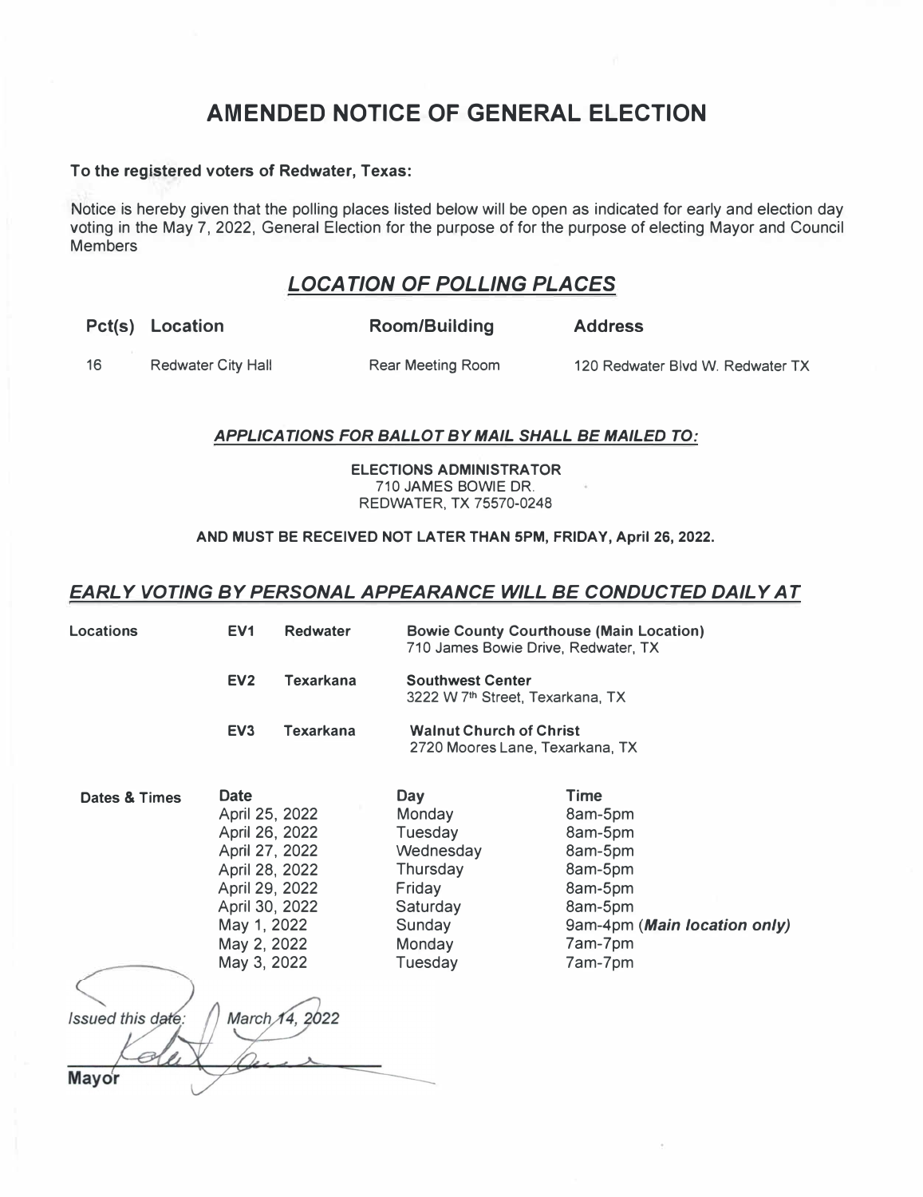# AMENDED NOTICE OF GENERAL ELECTION

**To the registered voters of Redwater, Texas:**

Notice is hereby given that the polling places listed below will be open as indicated for early and election day voting in the May 7, 2022, General Election for the purpose of for the purpose of electing Mayor and Council Members

## ***LOCATION OF POLLING PLACES***

| Pct(s) | Location | Room/Building | Address |
|---|---|---|---|
| 16 | Redwater City Hall | Rear Meeting Room | 120 Redwater Blvd W. Redwater TX |

### ***APPLICATIONS FOR BALLOT BY MAIL SHALL BE MAILED TO:***

**ELECTIONS ADMINISTRATOR**
710 JAMES BOWIE DR.
REDWATER, TX 75570-0248

**AND MUST BE RECEIVED NOT LATER THAN 5PM, FRIDAY, April 26, 2022.**

## ***EARLY VOTING BY PERSONAL APPEARANCE WILL BE CONDUCTED DAILY AT***

| Locations | | | |
|---|---|---|---|
| | **EV1** | **Redwater** | **Bowie County Courthouse (Main Location)** 710 James Bowie Drive, Redwater, TX |
| | **EV2** | **Texarkana** | **Southwest Center** 3222 W 7th Street, Texarkana, TX |
| | **EV3** | **Texarkana** | **Walnut Church of Christ** 2720 Moores Lane, Texarkana, TX |

| Dates & Times | Date | Day | Time |
|---|---|---|---|
| | April 25, 2022 | Monday | 8am-5pm |
| | April 26, 2022 | Tuesday | 8am-5pm |
| | April 27, 2022 | Wednesday | 8am-5pm |
| | April 28, 2022 | Thursday | 8am-5pm |
| | April 29, 2022 | Friday | 8am-5pm |
| | April 30, 2022 | Saturday | 8am-5pm |
| | May 1, 2022 | Sunday | 9am-4pm (***Main location only)*** |
| | May 2, 2022 | Monday | 7am-7pm |
| | May 3, 2022 | Tuesday | 7am-7pm |

*Issued this date: March 14, 2022*

**Mayor**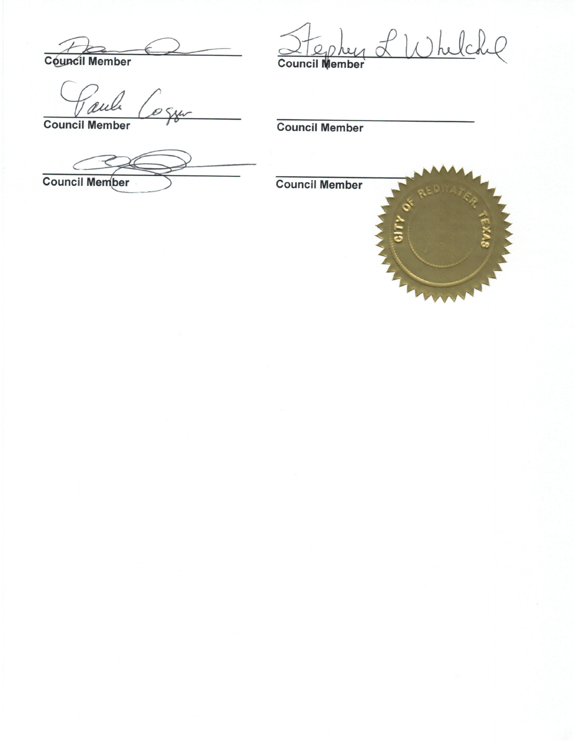| | |
|---|---|
| Council Member | Stephen L Whelchel<br>Council Member |
| Paula Cogger<br>Council Member | Council Member |
| Council Member | Council Member |

CITY OF REDWATER, TEXAS